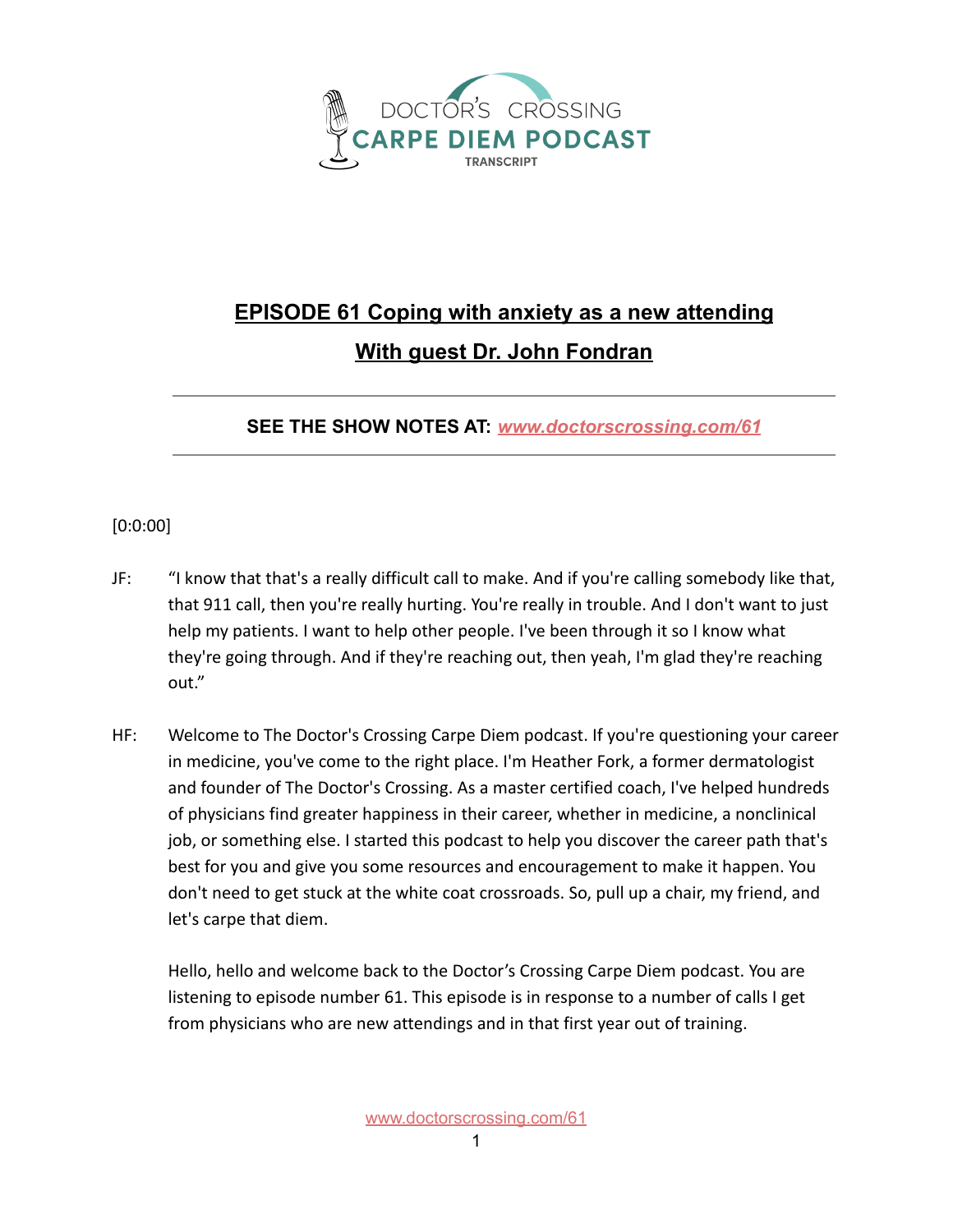DOCTOR'S CROSSING
CARPE DIEM PODCAST
TRANSCRIPT

# EPISODE 61 Coping with anxiety as a new attending

## With guest Dr. John Fondran

---

**SEE THE SHOW NOTES AT:** ***www.doctorscrossing.com/61***

---

[0:0:00]

JF: "I know that that's a really difficult call to make. And if you're calling somebody like that, that 911 call, then you're really hurting. You're really in trouble. And I don't want to just help my patients. I want to help other people. I've been through it so I know what they're going through. And if they're reaching out, then yeah, I'm glad they're reaching out."

HF: Welcome to The Doctor's Crossing Carpe Diem podcast. If you're questioning your career in medicine, you've come to the right place. I'm Heather Fork, a former dermatologist and founder of The Doctor's Crossing. As a master certified coach, I've helped hundreds of physicians find greater happiness in their career, whether in medicine, a nonclinical job, or something else. I started this podcast to help you discover the career path that's best for you and give you some resources and encouragement to make it happen. You don't need to get stuck at the white coat crossroads. So, pull up a chair, my friend, and let's carpe that diem.

Hello, hello and welcome back to the Doctor's Crossing Carpe Diem podcast. You are listening to episode number 61. This episode is in response to a number of calls I get from physicians who are new attendings and in that first year out of training.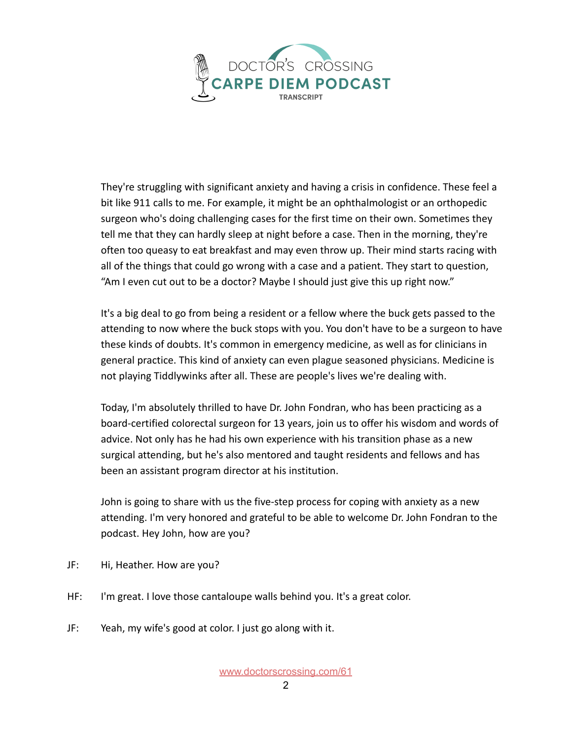They're struggling with significant anxiety and having a crisis in confidence. These feel a bit like 911 calls to me. For example, it might be an ophthalmologist or an orthopedic surgeon who's doing challenging cases for the first time on their own. Sometimes they tell me that they can hardly sleep at night before a case. Then in the morning, they're often too queasy to eat breakfast and may even throw up. Their mind starts racing with all of the things that could go wrong with a case and a patient. They start to question, "Am I even cut out to be a doctor? Maybe I should just give this up right now."

It's a big deal to go from being a resident or a fellow where the buck gets passed to the attending to now where the buck stops with you. You don't have to be a surgeon to have these kinds of doubts. It's common in emergency medicine, as well as for clinicians in general practice. This kind of anxiety can even plague seasoned physicians. Medicine is not playing Tiddlywinks after all. These are people's lives we're dealing with.

Today, I'm absolutely thrilled to have Dr. John Fondran, who has been practicing as a board-certified colorectal surgeon for 13 years, join us to offer his wisdom and words of advice. Not only has he had his own experience with his transition phase as a new surgical attending, but he's also mentored and taught residents and fellows and has been an assistant program director at his institution.

John is going to share with us the five-step process for coping with anxiety as a new attending. I'm very honored and grateful to be able to welcome Dr. John Fondran to the podcast. Hey John, how are you?

JF: Hi, Heather. How are you?

HF: I'm great. I love those cantaloupe walls behind you. It's a great color.

JF: Yeah, my wife's good at color. I just go along with it.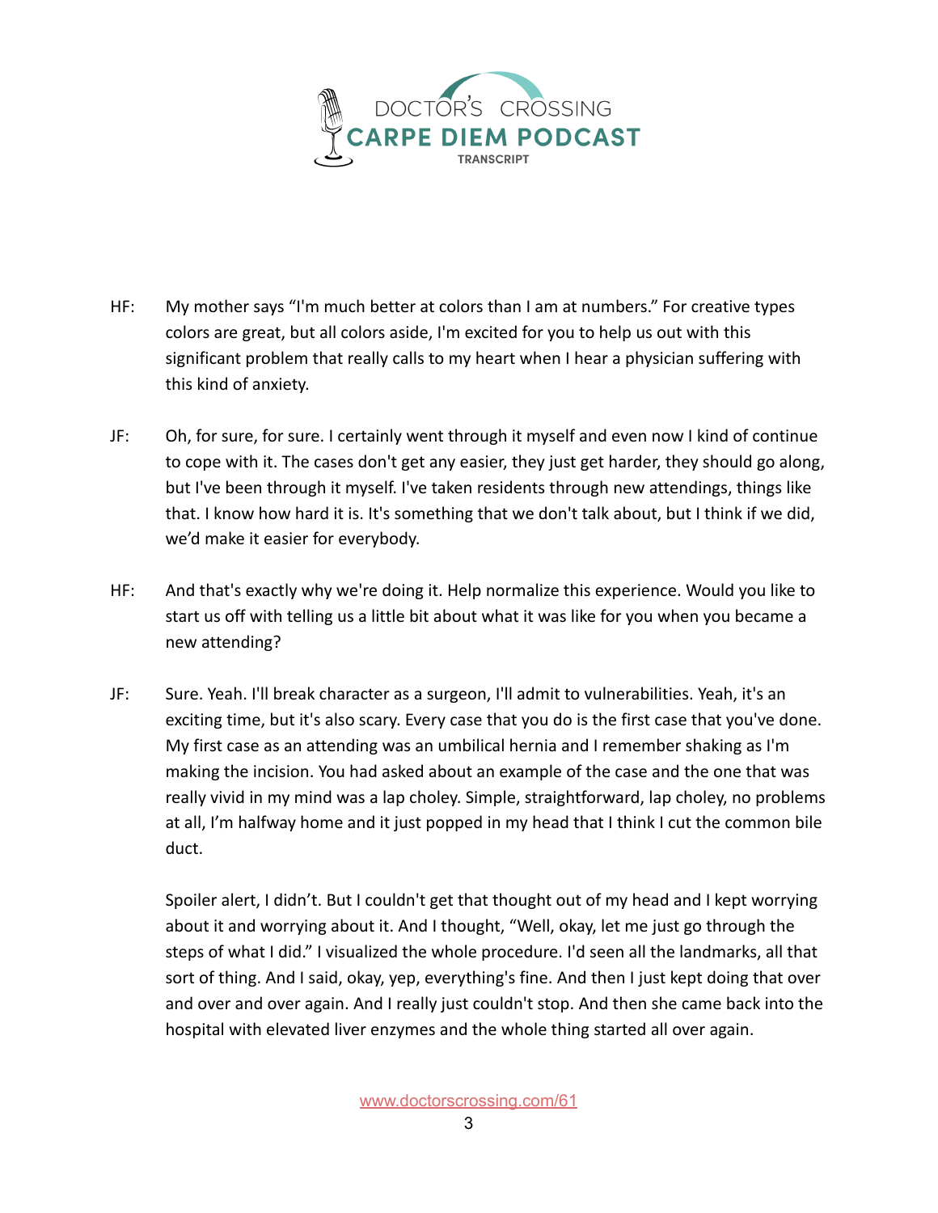HF: My mother says "I'm much better at colors than I am at numbers." For creative types colors are great, but all colors aside, I'm excited for you to help us out with this significant problem that really calls to my heart when I hear a physician suffering with this kind of anxiety.

JF: Oh, for sure, for sure. I certainly went through it myself and even now I kind of continue to cope with it. The cases don't get any easier, they just get harder, they should go along, but I've been through it myself. I've taken residents through new attendings, things like that. I know how hard it is. It's something that we don't talk about, but I think if we did, we'd make it easier for everybody.

HF: And that's exactly why we're doing it. Help normalize this experience. Would you like to start us off with telling us a little bit about what it was like for you when you became a new attending?

JF: Sure. Yeah. I'll break character as a surgeon, I'll admit to vulnerabilities. Yeah, it's an exciting time, but it's also scary. Every case that you do is the first case that you've done. My first case as an attending was an umbilical hernia and I remember shaking as I'm making the incision. You had asked about an example of the case and the one that was really vivid in my mind was a lap choley. Simple, straightforward, lap choley, no problems at all, I'm halfway home and it just popped in my head that I think I cut the common bile duct.

Spoiler alert, I didn't. But I couldn't get that thought out of my head and I kept worrying about it and worrying about it. And I thought, "Well, okay, let me just go through the steps of what I did." I visualized the whole procedure. I'd seen all the landmarks, all that sort of thing. And I said, okay, yep, everything's fine. And then I just kept doing that over and over and over again. And I really just couldn't stop. And then she came back into the hospital with elevated liver enzymes and the whole thing started all over again.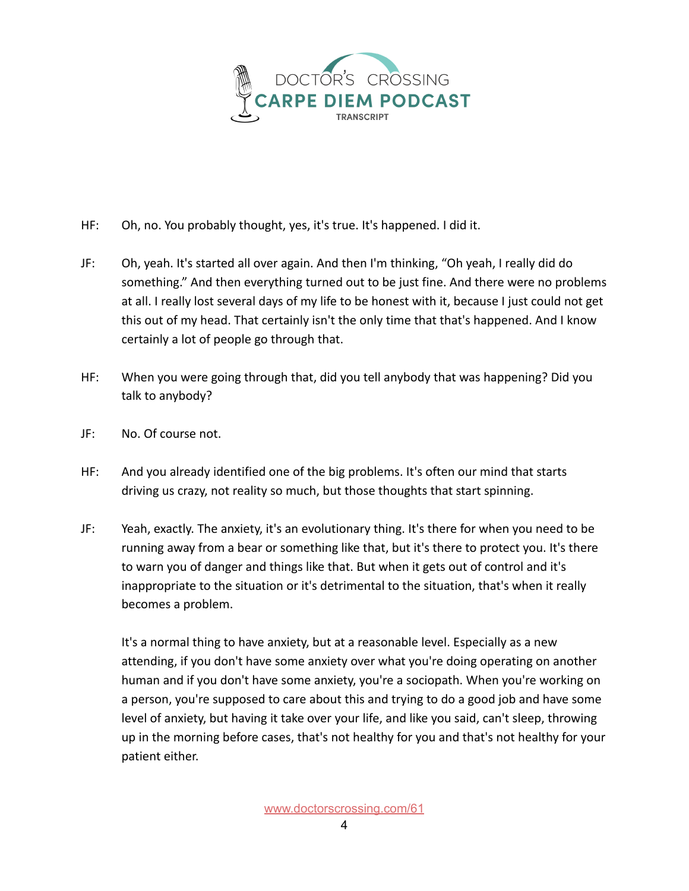HF: Oh, no. You probably thought, yes, it's true. It's happened. I did it.

JF: Oh, yeah. It's started all over again. And then I'm thinking, "Oh yeah, I really did do something." And then everything turned out to be just fine. And there were no problems at all. I really lost several days of my life to be honest with it, because I just could not get this out of my head. That certainly isn't the only time that that's happened. And I know certainly a lot of people go through that.

HF: When you were going through that, did you tell anybody that was happening? Did you talk to anybody?

JF: No. Of course not.

HF: And you already identified one of the big problems. It's often our mind that starts driving us crazy, not reality so much, but those thoughts that start spinning.

JF: Yeah, exactly. The anxiety, it's an evolutionary thing. It's there for when you need to be running away from a bear or something like that, but it's there to protect you. It's there to warn you of danger and things like that. But when it gets out of control and it's inappropriate to the situation or it's detrimental to the situation, that's when it really becomes a problem.

It's a normal thing to have anxiety, but at a reasonable level. Especially as a new attending, if you don't have some anxiety over what you're doing operating on another human and if you don't have some anxiety, you're a sociopath. When you're working on a person, you're supposed to care about this and trying to do a good job and have some level of anxiety, but having it take over your life, and like you said, can't sleep, throwing up in the morning before cases, that's not healthy for you and that's not healthy for your patient either.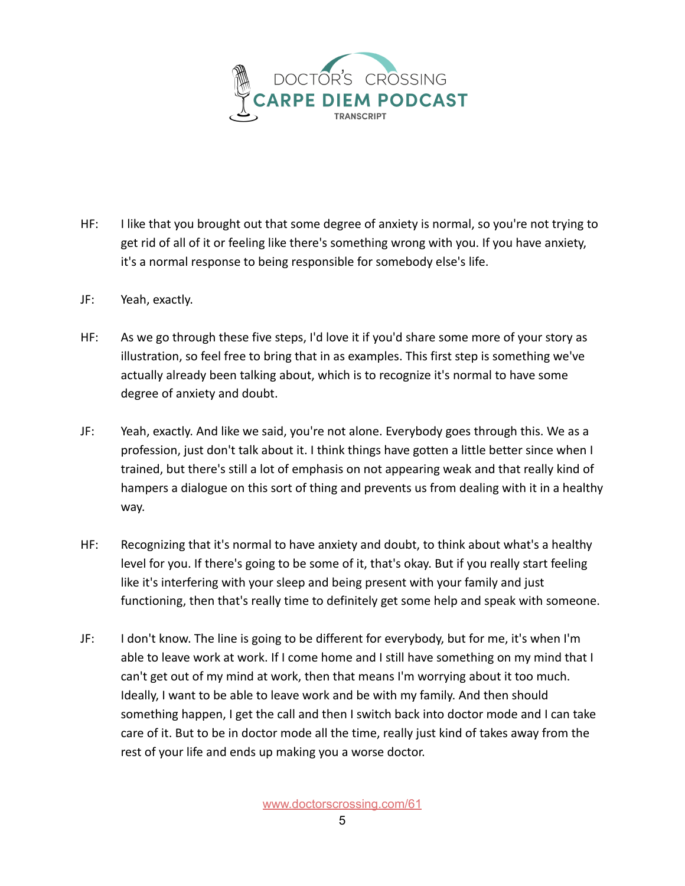HF: I like that you brought out that some degree of anxiety is normal, so you're not trying to get rid of all of it or feeling like there's something wrong with you. If you have anxiety, it's a normal response to being responsible for somebody else's life.

JF: Yeah, exactly.

HF: As we go through these five steps, I'd love it if you'd share some more of your story as illustration, so feel free to bring that in as examples. This first step is something we've actually already been talking about, which is to recognize it's normal to have some degree of anxiety and doubt.

JF: Yeah, exactly. And like we said, you're not alone. Everybody goes through this. We as a profession, just don't talk about it. I think things have gotten a little better since when I trained, but there's still a lot of emphasis on not appearing weak and that really kind of hampers a dialogue on this sort of thing and prevents us from dealing with it in a healthy way.

HF: Recognizing that it's normal to have anxiety and doubt, to think about what's a healthy level for you. If there's going to be some of it, that's okay. But if you really start feeling like it's interfering with your sleep and being present with your family and just functioning, then that's really time to definitely get some help and speak with someone.

JF: I don't know. The line is going to be different for everybody, but for me, it's when I'm able to leave work at work. If I come home and I still have something on my mind that I can't get out of my mind at work, then that means I'm worrying about it too much. Ideally, I want to be able to leave work and be with my family. And then should something happen, I get the call and then I switch back into doctor mode and I can take care of it. But to be in doctor mode all the time, really just kind of takes away from the rest of your life and ends up making you a worse doctor.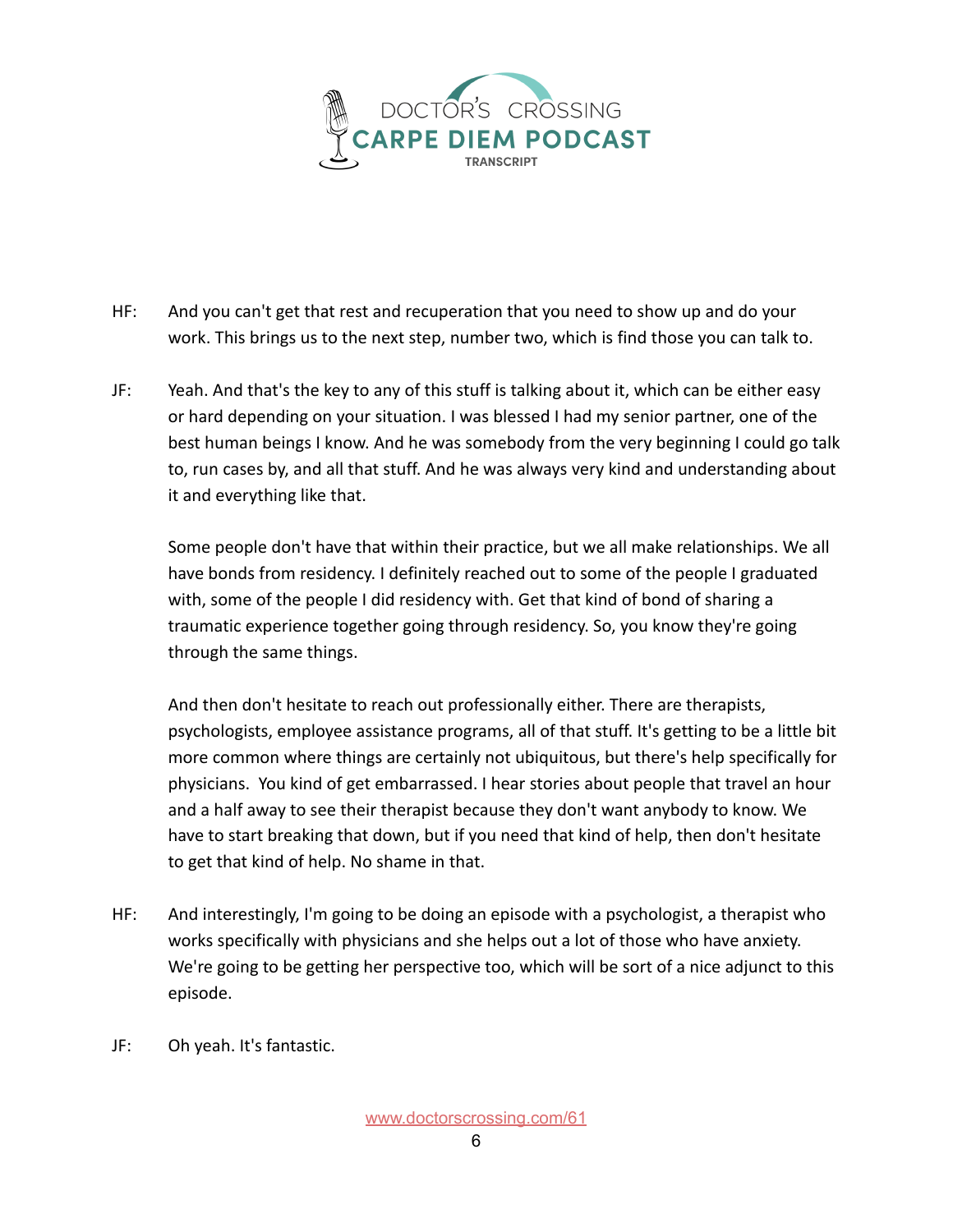HF: And you can't get that rest and recuperation that you need to show up and do your work. This brings us to the next step, number two, which is find those you can talk to.

JF: Yeah. And that's the key to any of this stuff is talking about it, which can be either easy or hard depending on your situation. I was blessed I had my senior partner, one of the best human beings I know. And he was somebody from the very beginning I could go talk to, run cases by, and all that stuff. And he was always very kind and understanding about it and everything like that.

Some people don't have that within their practice, but we all make relationships. We all have bonds from residency. I definitely reached out to some of the people I graduated with, some of the people I did residency with. Get that kind of bond of sharing a traumatic experience together going through residency. So, you know they're going through the same things.

And then don't hesitate to reach out professionally either. There are therapists, psychologists, employee assistance programs, all of that stuff. It's getting to be a little bit more common where things are certainly not ubiquitous, but there's help specifically for physicians. You kind of get embarrassed. I hear stories about people that travel an hour and a half away to see their therapist because they don't want anybody to know. We have to start breaking that down, but if you need that kind of help, then don't hesitate to get that kind of help. No shame in that.

HF: And interestingly, I'm going to be doing an episode with a psychologist, a therapist who works specifically with physicians and she helps out a lot of those who have anxiety. We're going to be getting her perspective too, which will be sort of a nice adjunct to this episode.

JF: Oh yeah. It's fantastic.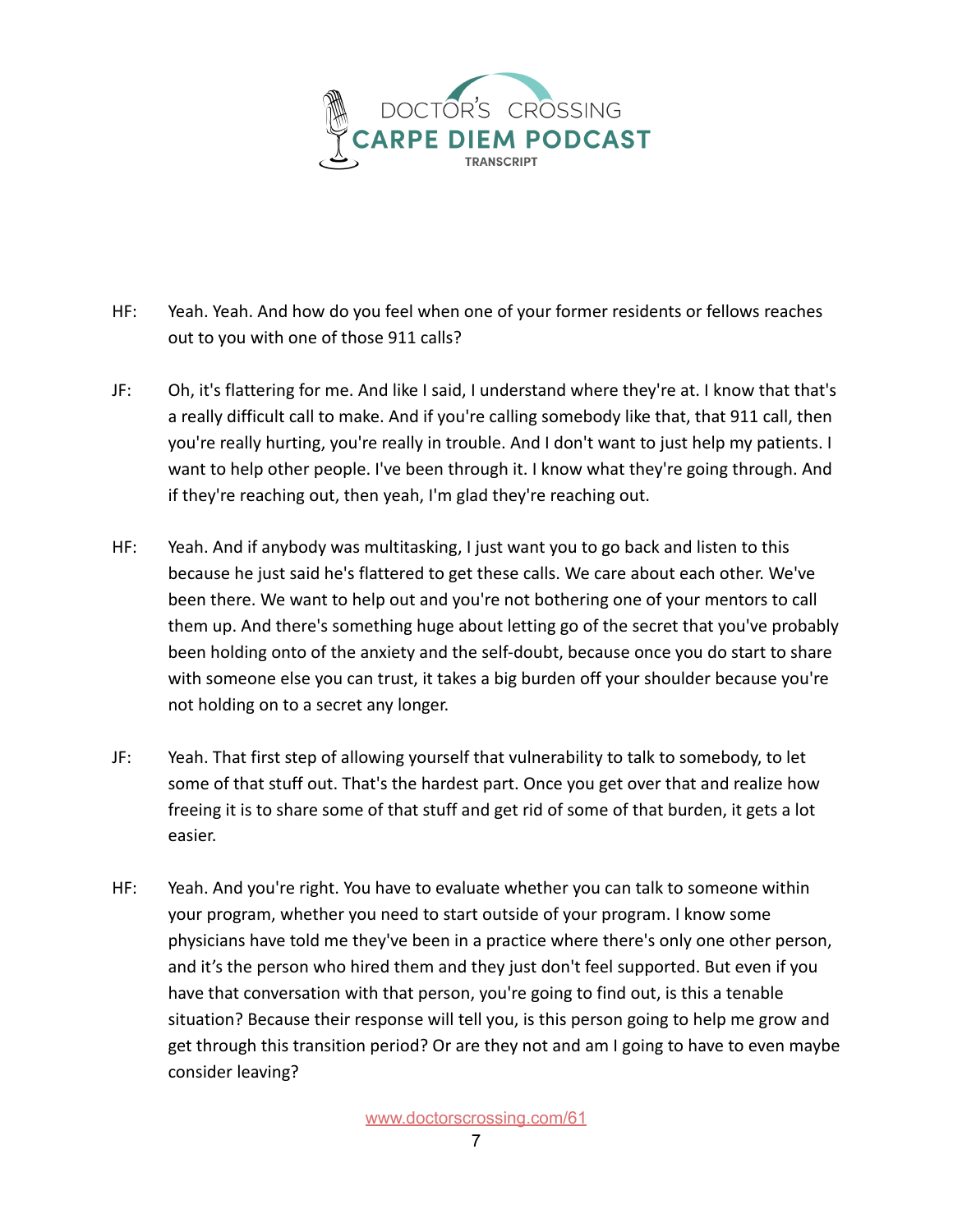HF: Yeah. Yeah. And how do you feel when one of your former residents or fellows reaches out to you with one of those 911 calls?

JF: Oh, it's flattering for me. And like I said, I understand where they're at. I know that that's a really difficult call to make. And if you're calling somebody like that, that 911 call, then you're really hurting, you're really in trouble. And I don't want to just help my patients. I want to help other people. I've been through it. I know what they're going through. And if they're reaching out, then yeah, I'm glad they're reaching out.

HF: Yeah. And if anybody was multitasking, I just want you to go back and listen to this because he just said he's flattered to get these calls. We care about each other. We've been there. We want to help out and you're not bothering one of your mentors to call them up. And there's something huge about letting go of the secret that you've probably been holding onto of the anxiety and the self-doubt, because once you do start to share with someone else you can trust, it takes a big burden off your shoulder because you're not holding on to a secret any longer.

JF: Yeah. That first step of allowing yourself that vulnerability to talk to somebody, to let some of that stuff out. That's the hardest part. Once you get over that and realize how freeing it is to share some of that stuff and get rid of some of that burden, it gets a lot easier.

HF: Yeah. And you're right. You have to evaluate whether you can talk to someone within your program, whether you need to start outside of your program. I know some physicians have told me they've been in a practice where there's only one other person, and it's the person who hired them and they just don't feel supported. But even if you have that conversation with that person, you're going to find out, is this a tenable situation? Because their response will tell you, is this person going to help me grow and get through this transition period? Or are they not and am I going to have to even maybe consider leaving?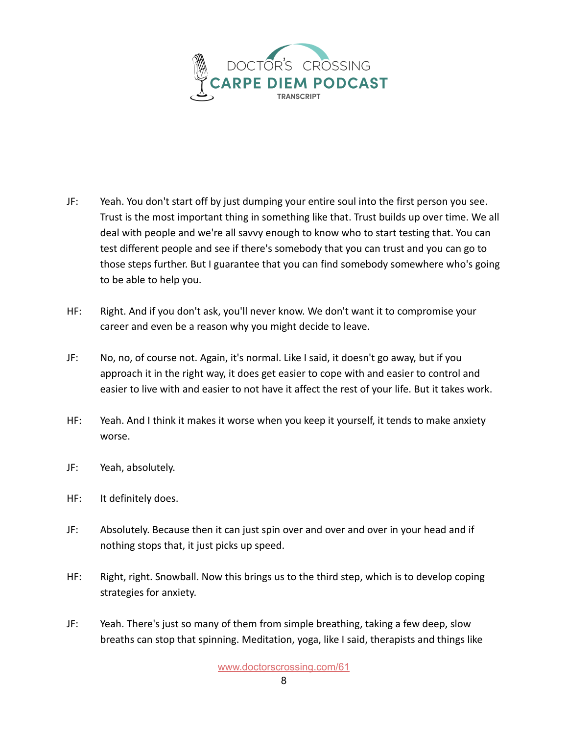JF: Yeah. You don't start off by just dumping your entire soul into the first person you see. Trust is the most important thing in something like that. Trust builds up over time. We all deal with people and we're all savvy enough to know who to start testing that. You can test different people and see if there's somebody that you can trust and you can go to those steps further. But I guarantee that you can find somebody somewhere who's going to be able to help you.

HF: Right. And if you don't ask, you'll never know. We don't want it to compromise your career and even be a reason why you might decide to leave.

JF: No, no, of course not. Again, it's normal. Like I said, it doesn't go away, but if you approach it in the right way, it does get easier to cope with and easier to control and easier to live with and easier to not have it affect the rest of your life. But it takes work.

HF: Yeah. And I think it makes it worse when you keep it yourself, it tends to make anxiety worse.

JF: Yeah, absolutely.

HF: It definitely does.

JF: Absolutely. Because then it can just spin over and over and over in your head and if nothing stops that, it just picks up speed.

HF: Right, right. Snowball. Now this brings us to the third step, which is to develop coping strategies for anxiety.

JF: Yeah. There's just so many of them from simple breathing, taking a few deep, slow breaths can stop that spinning. Meditation, yoga, like I said, therapists and things like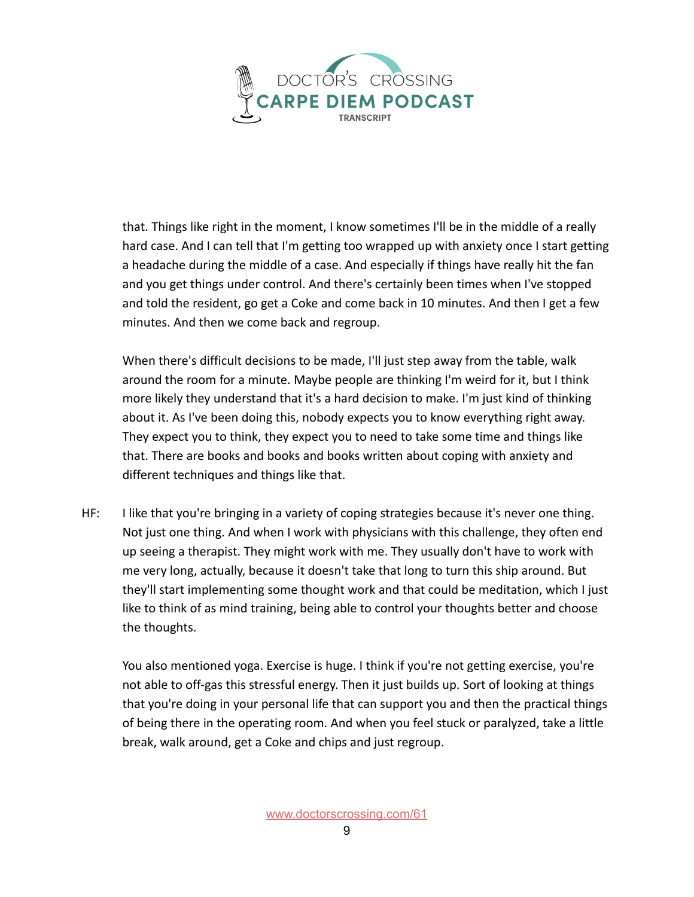that. Things like right in the moment, I know sometimes I'll be in the middle of a really hard case. And I can tell that I'm getting too wrapped up with anxiety once I start getting a headache during the middle of a case. And especially if things have really hit the fan and you get things under control. And there's certainly been times when I've stopped and told the resident, go get a Coke and come back in 10 minutes. And then I get a few minutes. And then we come back and regroup.

When there's difficult decisions to be made, I'll just step away from the table, walk around the room for a minute. Maybe people are thinking I'm weird for it, but I think more likely they understand that it's a hard decision to make. I'm just kind of thinking about it. As I've been doing this, nobody expects you to know everything right away. They expect you to think, they expect you to need to take some time and things like that. There are books and books and books written about coping with anxiety and different techniques and things like that.

HF: I like that you're bringing in a variety of coping strategies because it's never one thing. Not just one thing. And when I work with physicians with this challenge, they often end up seeing a therapist. They might work with me. They usually don't have to work with me very long, actually, because it doesn't take that long to turn this ship around. But they'll start implementing some thought work and that could be meditation, which I just like to think of as mind training, being able to control your thoughts better and choose the thoughts.

You also mentioned yoga. Exercise is huge. I think if you're not getting exercise, you're not able to off-gas this stressful energy. Then it just builds up. Sort of looking at things that you're doing in your personal life that can support you and then the practical things of being there in the operating room. And when you feel stuck or paralyzed, take a little break, walk around, get a Coke and chips and just regroup.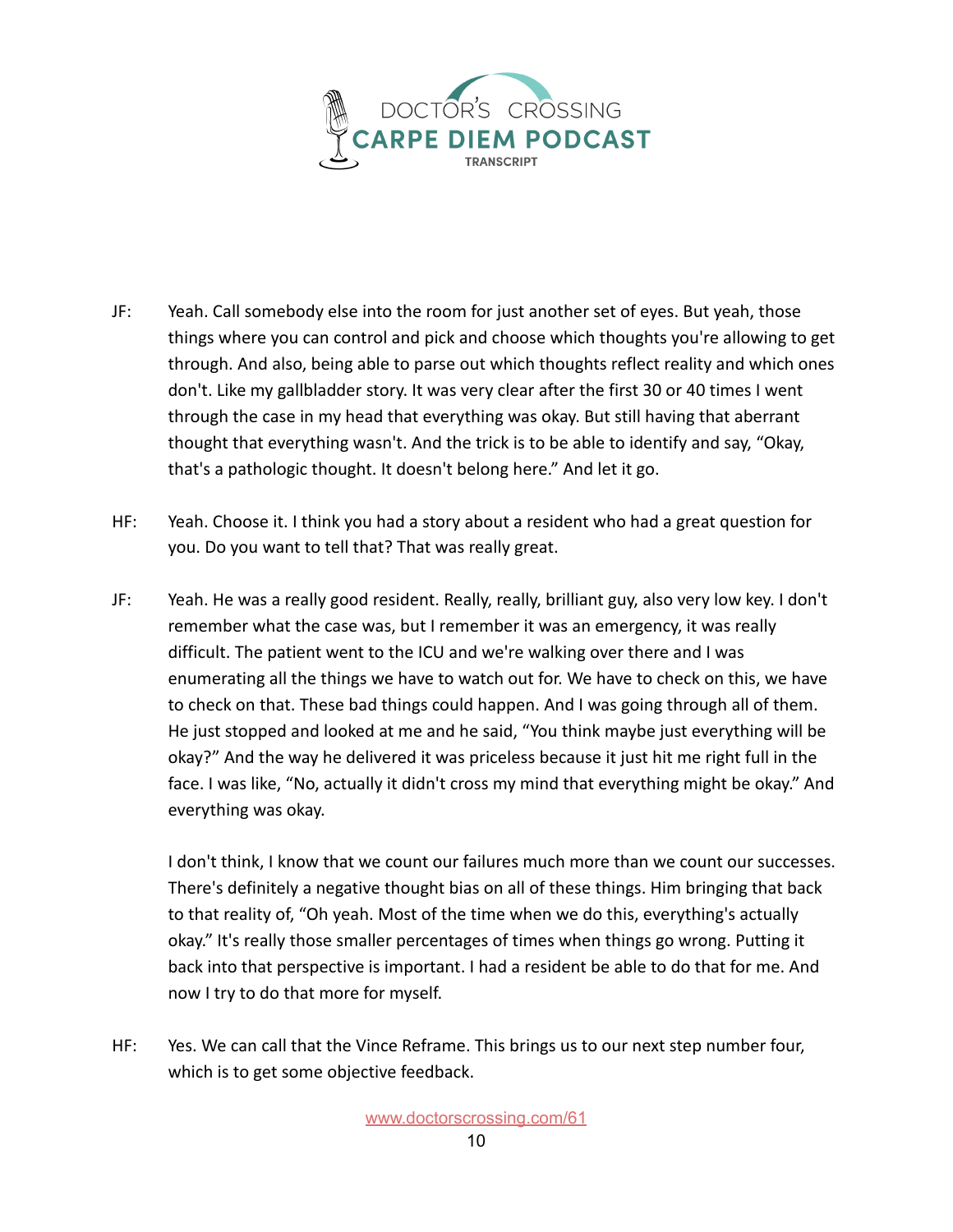JF: Yeah. Call somebody else into the room for just another set of eyes. But yeah, those things where you can control and pick and choose which thoughts you're allowing to get through. And also, being able to parse out which thoughts reflect reality and which ones don't. Like my gallbladder story. It was very clear after the first 30 or 40 times I went through the case in my head that everything was okay. But still having that aberrant thought that everything wasn't. And the trick is to be able to identify and say, "Okay, that's a pathologic thought. It doesn't belong here." And let it go.

HF: Yeah. Choose it. I think you had a story about a resident who had a great question for you. Do you want to tell that? That was really great.

JF: Yeah. He was a really good resident. Really, really, brilliant guy, also very low key. I don't remember what the case was, but I remember it was an emergency, it was really difficult. The patient went to the ICU and we're walking over there and I was enumerating all the things we have to watch out for. We have to check on this, we have to check on that. These bad things could happen. And I was going through all of them. He just stopped and looked at me and he said, "You think maybe just everything will be okay?" And the way he delivered it was priceless because it just hit me right full in the face. I was like, "No, actually it didn't cross my mind that everything might be okay." And everything was okay.

I don't think, I know that we count our failures much more than we count our successes. There's definitely a negative thought bias on all of these things. Him bringing that back to that reality of, "Oh yeah. Most of the time when we do this, everything's actually okay." It's really those smaller percentages of times when things go wrong. Putting it back into that perspective is important. I had a resident be able to do that for me. And now I try to do that more for myself.

HF: Yes. We can call that the Vince Reframe. This brings us to our next step number four, which is to get some objective feedback.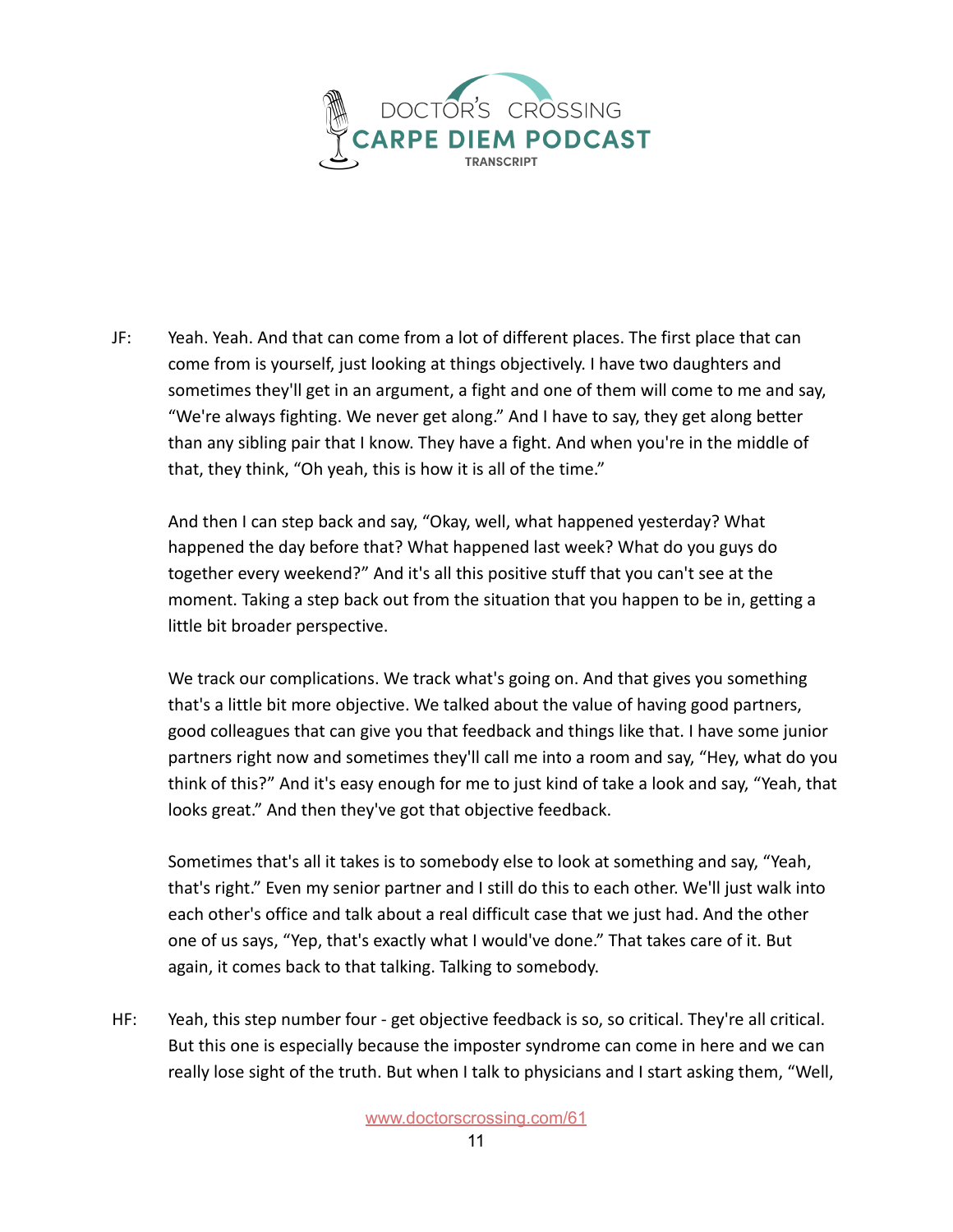JF: Yeah. Yeah. And that can come from a lot of different places. The first place that can come from is yourself, just looking at things objectively. I have two daughters and sometimes they'll get in an argument, a fight and one of them will come to me and say, "We're always fighting. We never get along." And I have to say, they get along better than any sibling pair that I know. They have a fight. And when you're in the middle of that, they think, "Oh yeah, this is how it is all of the time."

And then I can step back and say, "Okay, well, what happened yesterday? What happened the day before that? What happened last week? What do you guys do together every weekend?" And it's all this positive stuff that you can't see at the moment. Taking a step back out from the situation that you happen to be in, getting a little bit broader perspective.

We track our complications. We track what's going on. And that gives you something that's a little bit more objective. We talked about the value of having good partners, good colleagues that can give you that feedback and things like that. I have some junior partners right now and sometimes they'll call me into a room and say, "Hey, what do you think of this?" And it's easy enough for me to just kind of take a look and say, "Yeah, that looks great." And then they've got that objective feedback.

Sometimes that's all it takes is to somebody else to look at something and say, "Yeah, that's right." Even my senior partner and I still do this to each other. We'll just walk into each other's office and talk about a real difficult case that we just had. And the other one of us says, "Yep, that's exactly what I would've done." That takes care of it. But again, it comes back to that talking. Talking to somebody.

HF: Yeah, this step number four - get objective feedback is so, so critical. They're all critical. But this one is especially because the imposter syndrome can come in here and we can really lose sight of the truth. But when I talk to physicians and I start asking them, "Well,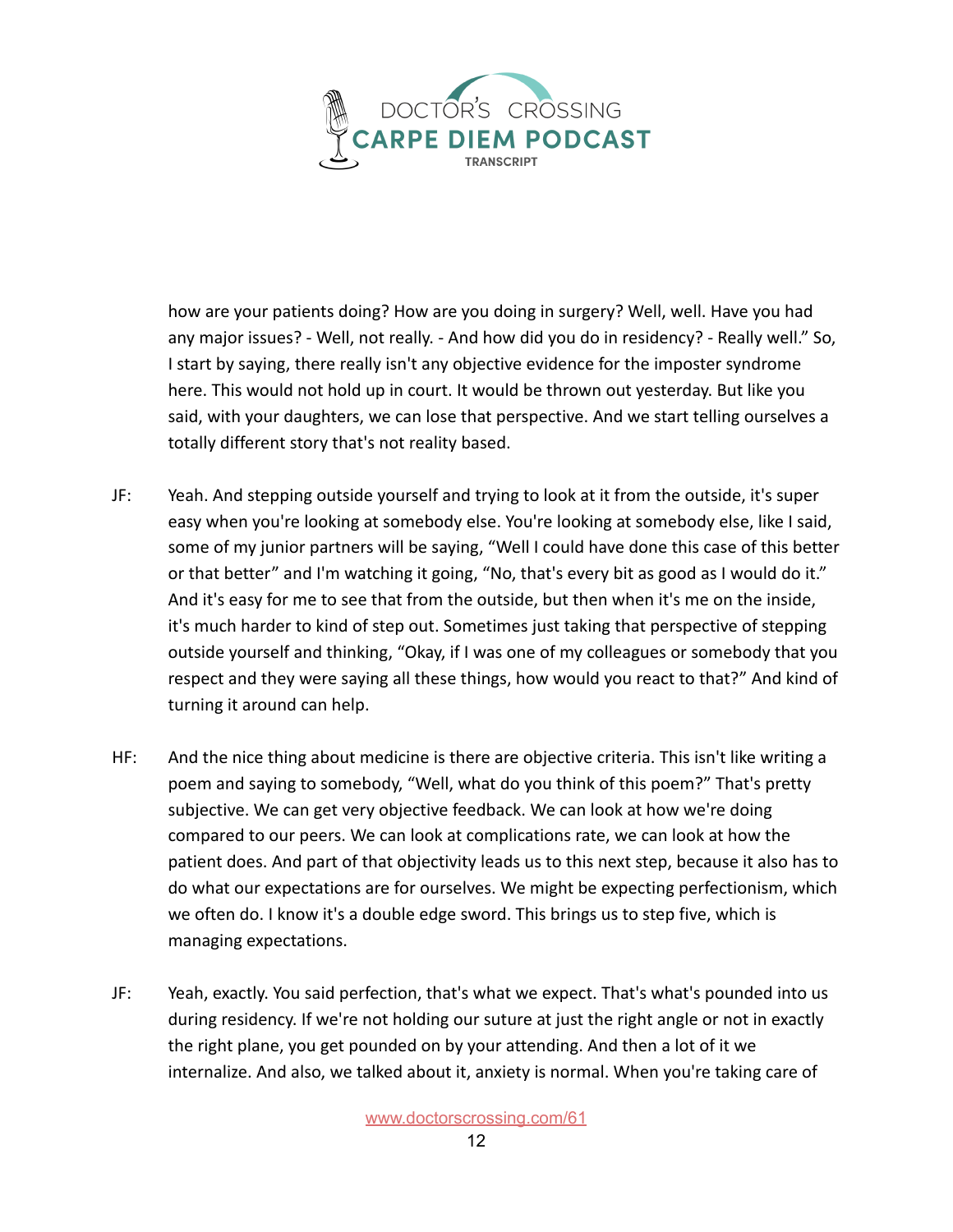how are your patients doing? How are you doing in surgery? Well, well. Have you had any major issues? - Well, not really. - And how did you do in residency? - Really well." So, I start by saying, there really isn't any objective evidence for the imposter syndrome here. This would not hold up in court. It would be thrown out yesterday. But like you said, with your daughters, we can lose that perspective. And we start telling ourselves a totally different story that's not reality based.

JF: Yeah. And stepping outside yourself and trying to look at it from the outside, it's super easy when you're looking at somebody else. You're looking at somebody else, like I said, some of my junior partners will be saying, "Well I could have done this case of this better or that better" and I'm watching it going, "No, that's every bit as good as I would do it." And it's easy for me to see that from the outside, but then when it's me on the inside, it's much harder to kind of step out. Sometimes just taking that perspective of stepping outside yourself and thinking, "Okay, if I was one of my colleagues or somebody that you respect and they were saying all these things, how would you react to that?" And kind of turning it around can help.

HF: And the nice thing about medicine is there are objective criteria. This isn't like writing a poem and saying to somebody, "Well, what do you think of this poem?" That's pretty subjective. We can get very objective feedback. We can look at how we're doing compared to our peers. We can look at complications rate, we can look at how the patient does. And part of that objectivity leads us to this next step, because it also has to do what our expectations are for ourselves. We might be expecting perfectionism, which we often do. I know it's a double edge sword. This brings us to step five, which is managing expectations.

JF: Yeah, exactly. You said perfection, that's what we expect. That's what's pounded into us during residency. If we're not holding our suture at just the right angle or not in exactly the right plane, you get pounded on by your attending. And then a lot of it we internalize. And also, we talked about it, anxiety is normal. When you're taking care of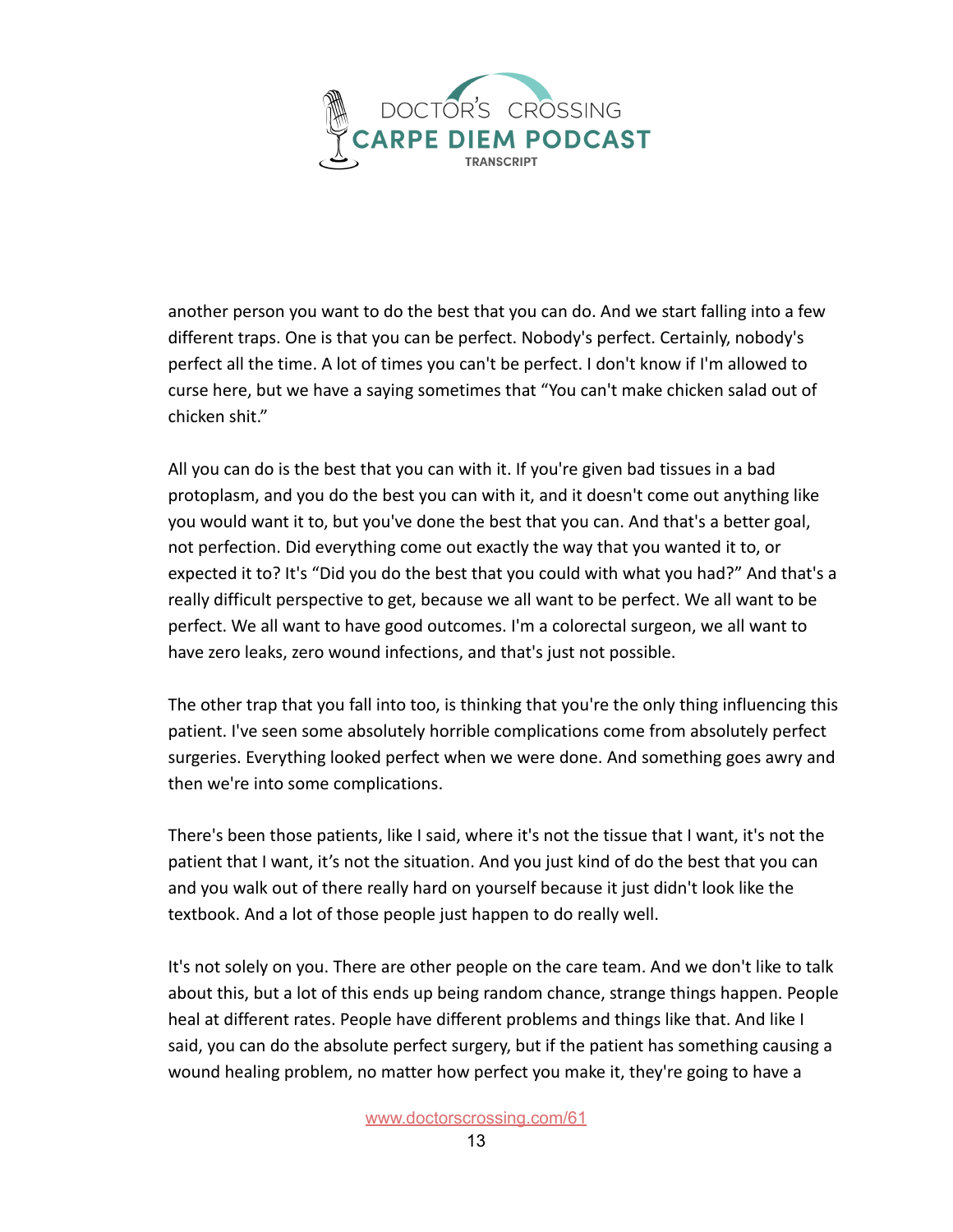another person you want to do the best that you can do. And we start falling into a few different traps. One is that you can be perfect. Nobody's perfect. Certainly, nobody's perfect all the time. A lot of times you can't be perfect. I don't know if I'm allowed to curse here, but we have a saying sometimes that "You can't make chicken salad out of chicken shit."

All you can do is the best that you can with it. If you're given bad tissues in a bad protoplasm, and you do the best you can with it, and it doesn't come out anything like you would want it to, but you've done the best that you can. And that's a better goal, not perfection. Did everything come out exactly the way that you wanted it to, or expected it to? It's "Did you do the best that you could with what you had?" And that's a really difficult perspective to get, because we all want to be perfect. We all want to be perfect. We all want to have good outcomes. I'm a colorectal surgeon, we all want to have zero leaks, zero wound infections, and that's just not possible.

The other trap that you fall into too, is thinking that you're the only thing influencing this patient. I've seen some absolutely horrible complications come from absolutely perfect surgeries. Everything looked perfect when we were done. And something goes awry and then we're into some complications.

There's been those patients, like I said, where it's not the tissue that I want, it's not the patient that I want, it's not the situation. And you just kind of do the best that you can and you walk out of there really hard on yourself because it just didn't look like the textbook. And a lot of those people just happen to do really well.

It's not solely on you. There are other people on the care team. And we don't like to talk about this, but a lot of this ends up being random chance, strange things happen. People heal at different rates. People have different problems and things like that. And like I said, you can do the absolute perfect surgery, but if the patient has something causing a wound healing problem, no matter how perfect you make it, they're going to have a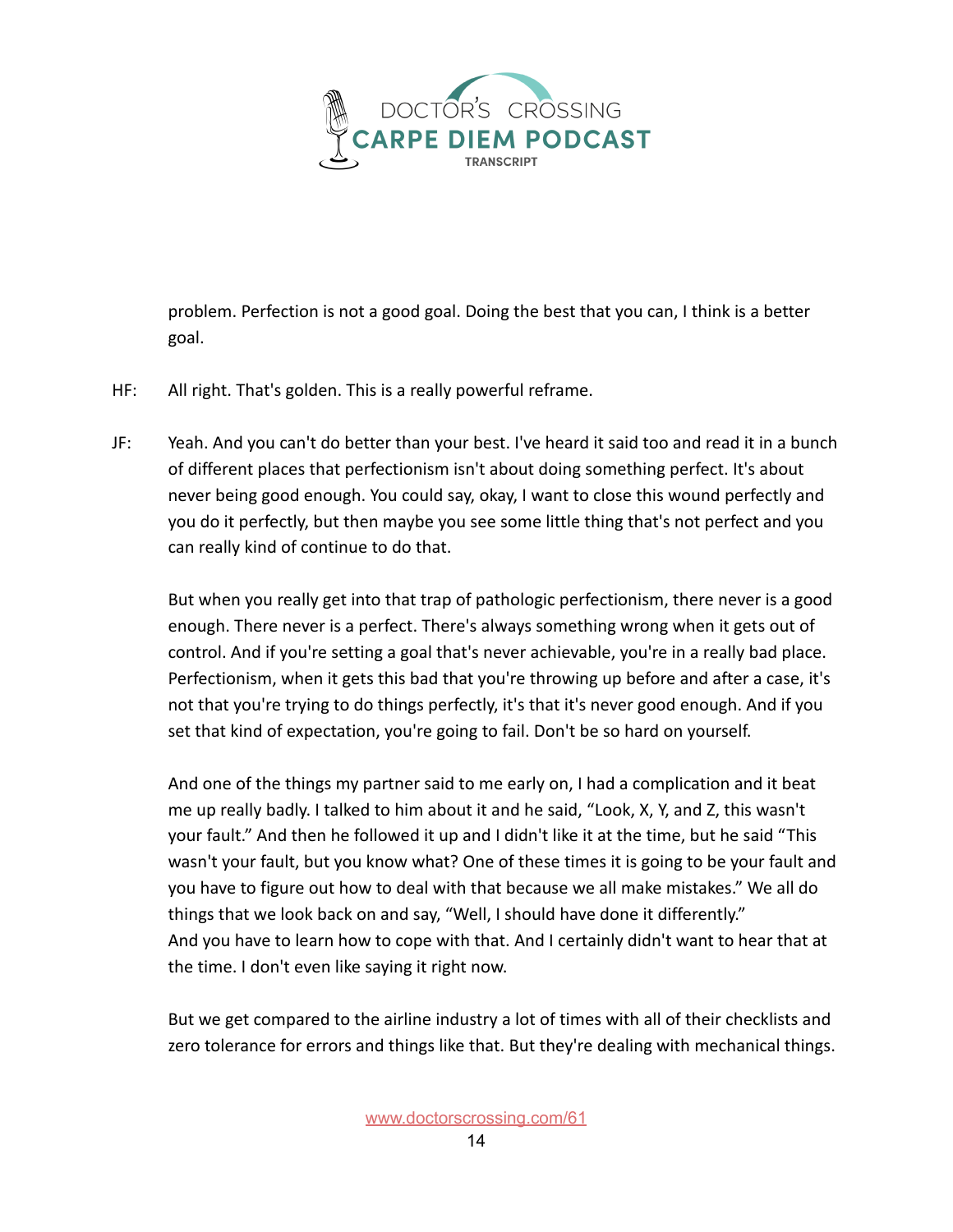problem. Perfection is not a good goal. Doing the best that you can, I think is a better goal.

HF: All right. That's golden. This is a really powerful reframe.

JF: Yeah. And you can't do better than your best. I've heard it said too and read it in a bunch of different places that perfectionism isn't about doing something perfect. It's about never being good enough. You could say, okay, I want to close this wound perfectly and you do it perfectly, but then maybe you see some little thing that's not perfect and you can really kind of continue to do that.

But when you really get into that trap of pathologic perfectionism, there never is a good enough. There never is a perfect. There's always something wrong when it gets out of control. And if you're setting a goal that's never achievable, you're in a really bad place. Perfectionism, when it gets this bad that you're throwing up before and after a case, it's not that you're trying to do things perfectly, it's that it's never good enough. And if you set that kind of expectation, you're going to fail. Don't be so hard on yourself.

And one of the things my partner said to me early on, I had a complication and it beat me up really badly. I talked to him about it and he said, "Look, X, Y, and Z, this wasn't your fault." And then he followed it up and I didn't like it at the time, but he said "This wasn't your fault, but you know what? One of these times it is going to be your fault and you have to figure out how to deal with that because we all make mistakes." We all do things that we look back on and say, "Well, I should have done it differently." And you have to learn how to cope with that. And I certainly didn't want to hear that at the time. I don't even like saying it right now.

But we get compared to the airline industry a lot of times with all of their checklists and zero tolerance for errors and things like that. But they're dealing with mechanical things.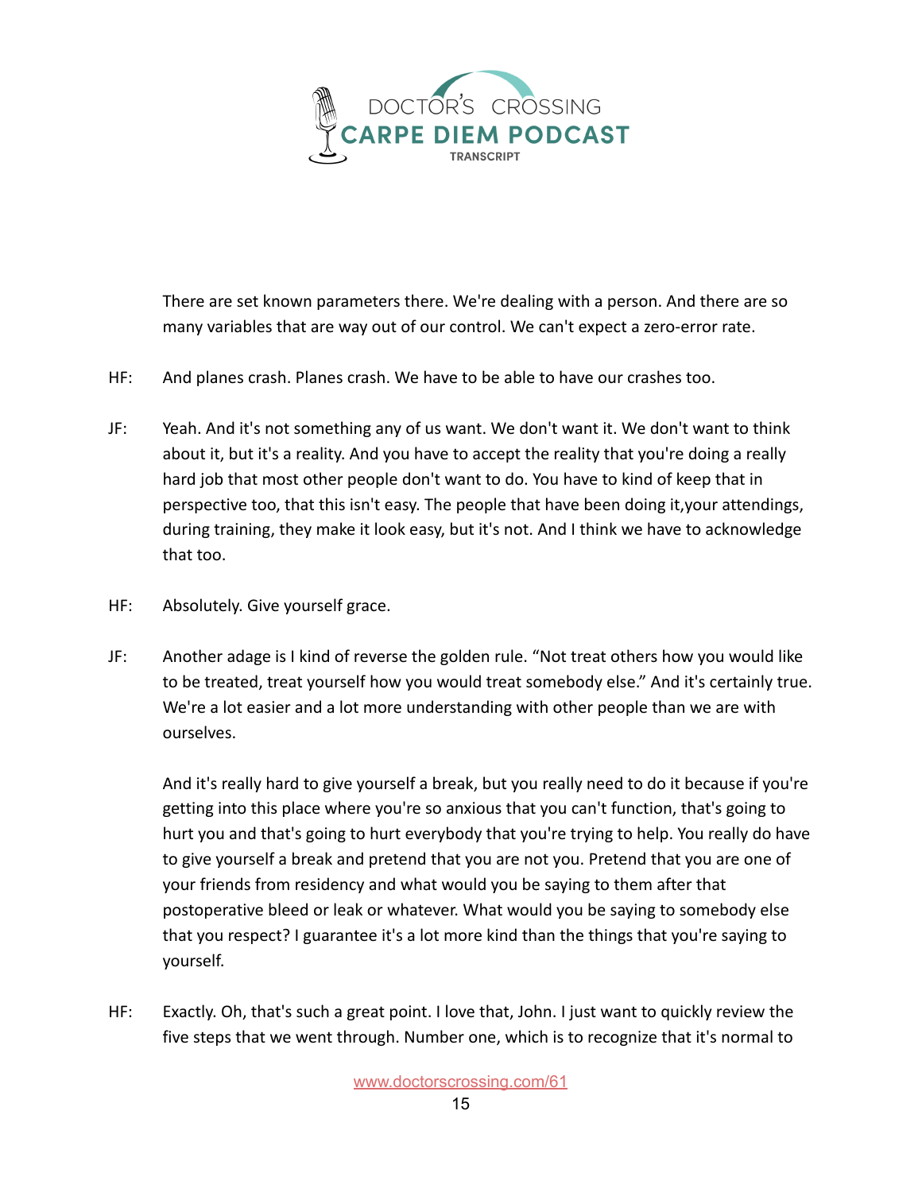There are set known parameters there. We're dealing with a person. And there are so many variables that are way out of our control. We can't expect a zero-error rate.

HF: And planes crash. Planes crash. We have to be able to have our crashes too.

JF: Yeah. And it's not something any of us want. We don't want it. We don't want to think about it, but it's a reality. And you have to accept the reality that you're doing a really hard job that most other people don't want to do. You have to kind of keep that in perspective too, that this isn't easy. The people that have been doing it,your attendings, during training, they make it look easy, but it's not. And I think we have to acknowledge that too.

HF: Absolutely. Give yourself grace.

JF: Another adage is I kind of reverse the golden rule. "Not treat others how you would like to be treated, treat yourself how you would treat somebody else." And it's certainly true. We're a lot easier and a lot more understanding with other people than we are with ourselves.

And it's really hard to give yourself a break, but you really need to do it because if you're getting into this place where you're so anxious that you can't function, that's going to hurt you and that's going to hurt everybody that you're trying to help. You really do have to give yourself a break and pretend that you are not you. Pretend that you are one of your friends from residency and what would you be saying to them after that postoperative bleed or leak or whatever. What would you be saying to somebody else that you respect? I guarantee it's a lot more kind than the things that you're saying to yourself.

HF: Exactly. Oh, that's such a great point. I love that, John. I just want to quickly review the five steps that we went through. Number one, which is to recognize that it's normal to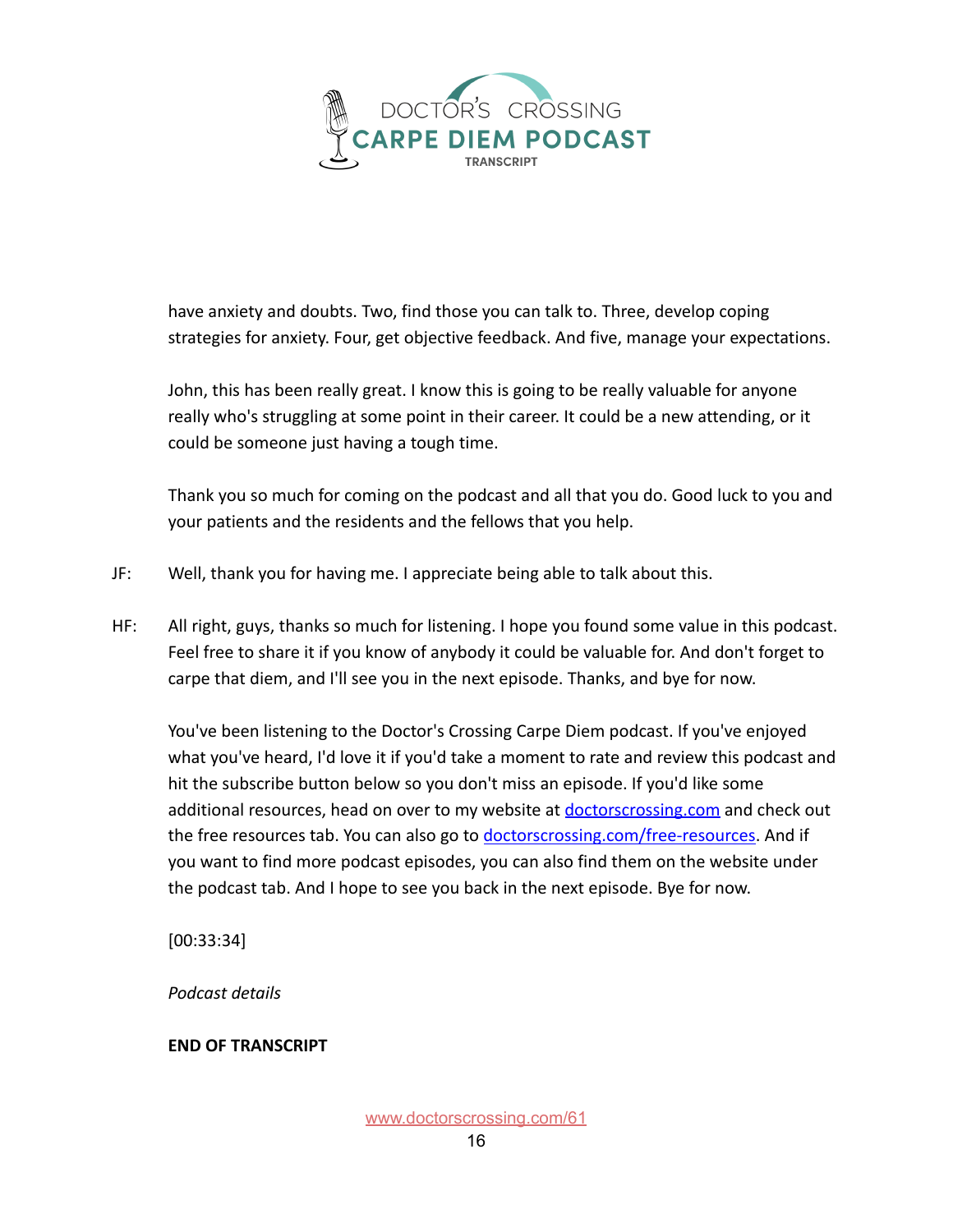have anxiety and doubts. Two, find those you can talk to. Three, develop coping strategies for anxiety. Four, get objective feedback. And five, manage your expectations.

John, this has been really great. I know this is going to be really valuable for anyone really who's struggling at some point in their career. It could be a new attending, or it could be someone just having a tough time.

Thank you so much for coming on the podcast and all that you do. Good luck to you and your patients and the residents and the fellows that you help.

JF: Well, thank you for having me. I appreciate being able to talk about this.

HF: All right, guys, thanks so much for listening. I hope you found some value in this podcast. Feel free to share it if you know of anybody it could be valuable for. And don't forget to carpe that diem, and I'll see you in the next episode. Thanks, and bye for now.

You've been listening to the Doctor's Crossing Carpe Diem podcast. If you've enjoyed what you've heard, I'd love it if you'd take a moment to rate and review this podcast and hit the subscribe button below so you don't miss an episode. If you'd like some additional resources, head on over to my website at [doctorscrossing.com](http://doctorscrossing.com) and check out the free resources tab. You can also go to [doctorscrossing.com/free-resources](http://doctorscrossing.com/free-resources). And if you want to find more podcast episodes, you can also find them on the website under the podcast tab. And I hope to see you back in the next episode. Bye for now.

[00:33:34]

*Podcast details*

**END OF TRANSCRIPT**